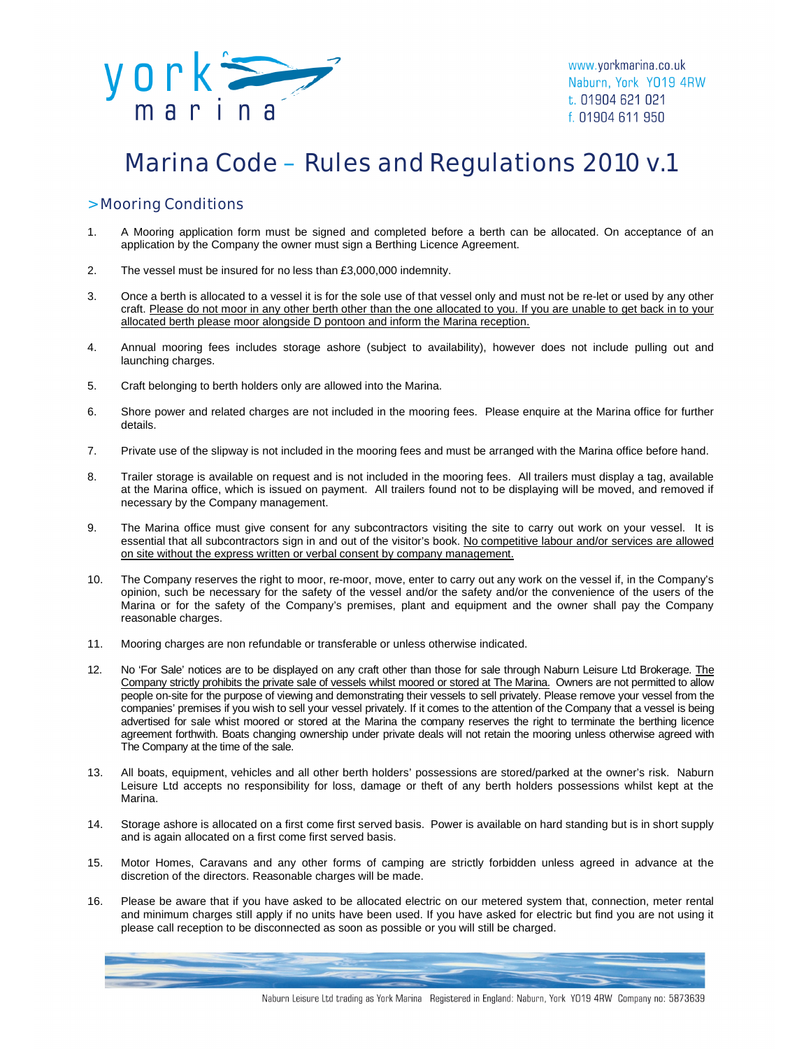www.yorkmarina.co.uk
Naburn, York YO19 4RW
t. 01904 621 021
f. 01904 611 950

# Marina Code – Rules and Regulations 2010 v.1

## >Mooring Conditions

1. A Mooring application form must be signed and completed before a berth can be allocated. On acceptance of an application by the Company the owner must sign a Berthing Licence Agreement.

2. The vessel must be insured for no less than £3,000,000 indemnity.

3. Once a berth is allocated to a vessel it is for the sole use of that vessel only and must not be re-let or used by any other craft. <u>Please do not moor in any other berth other than the one allocated to you. If you are unable to get back in to your allocated berth please moor alongside D pontoon and inform the Marina reception.</u>

4. Annual mooring fees includes storage ashore (subject to availability), however does not include pulling out and launching charges.

5. Craft belonging to berth holders only are allowed into the Marina.

6. Shore power and related charges are not included in the mooring fees. Please enquire at the Marina office for further details.

7. Private use of the slipway is not included in the mooring fees and must be arranged with the Marina office before hand.

8. Trailer storage is available on request and is not included in the mooring fees. All trailers must display a tag, available at the Marina office, which is issued on payment. All trailers found not to be displaying will be moved, and removed if necessary by the Company management.

9. The Marina office must give consent for any subcontractors visiting the site to carry out work on your vessel. It is essential that all subcontractors sign in and out of the visitor's book. <u>No competitive labour and/or services are allowed on site without the express written or verbal consent by company management.</u>

10. The Company reserves the right to moor, re-moor, move, enter to carry out any work on the vessel if, in the Company's opinion, such be necessary for the safety of the vessel and/or the safety and/or the convenience of the users of the Marina or for the safety of the Company's premises, plant and equipment and the owner shall pay the Company reasonable charges.

11. Mooring charges are non refundable or transferable or unless otherwise indicated.

12. No 'For Sale' notices are to be displayed on any craft other than those for sale through Naburn Leisure Ltd Brokerage. <u>The Company strictly prohibits the private sale of vessels whilst moored or stored at The Marina.</u> Owners are not permitted to allow people on-site for the purpose of viewing and demonstrating their vessels to sell privately. Please remove your vessel from the companies' premises if you wish to sell your vessel privately. If it comes to the attention of the Company that a vessel is being advertised for sale whist moored or stored at the Marina the company reserves the right to terminate the berthing licence agreement forthwith. Boats changing ownership under private deals will not retain the mooring unless otherwise agreed with The Company at the time of the sale.

13. All boats, equipment, vehicles and all other berth holders' possessions are stored/parked at the owner's risk. Naburn Leisure Ltd accepts no responsibility for loss, damage or theft of any berth holders possessions whilst kept at the Marina.

14. Storage ashore is allocated on a first come first served basis. Power is available on hard standing but is in short supply and is again allocated on a first come first served basis.

15. Motor Homes, Caravans and any other forms of camping are strictly forbidden unless agreed in advance at the discretion of the directors. Reasonable charges will be made.

16. Please be aware that if you have asked to be allocated electric on our metered system that, connection, meter rental and minimum charges still apply if no units have been used. If you have asked for electric but find you are not using it please call reception to be disconnected as soon as possible or you will still be charged.

Naburn Leisure Ltd trading as York Marina Registered in England: Naburn, York YO19 4RW Company no: 5873639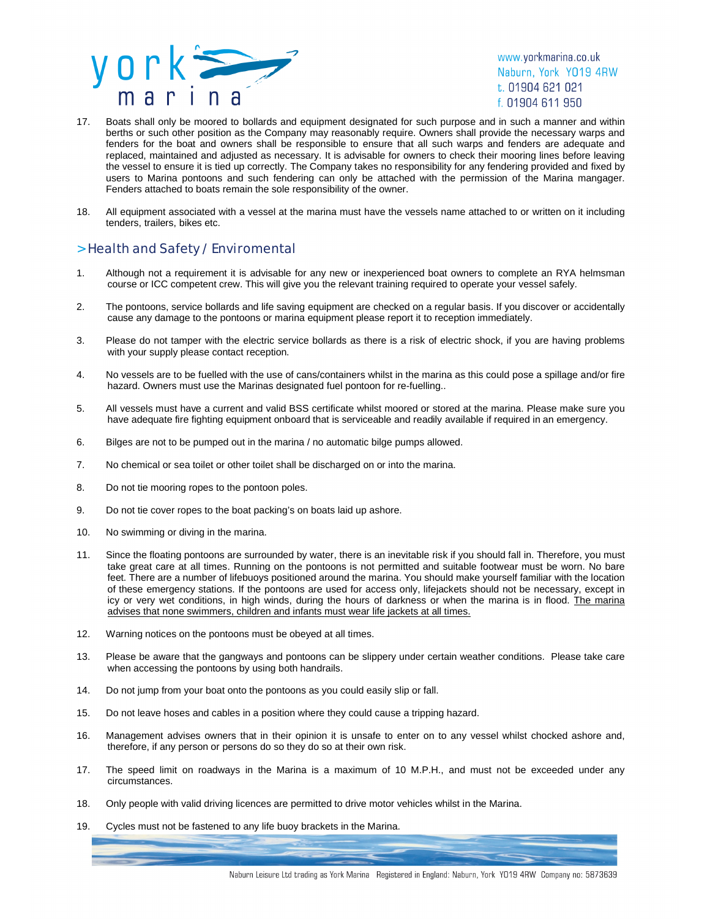17. Boats shall only be moored to bollards and equipment designated for such purpose and in such a manner and within berths or such other position as the Company may reasonably require. Owners shall provide the necessary warps and fenders for the boat and owners shall be responsible to ensure that all such warps and fenders are adequate and replaced, maintained and adjusted as necessary. It is advisable for owners to check their mooring lines before leaving the vessel to ensure it is tied up correctly. The Company takes no responsibility for any fendering provided and fixed by users to Marina pontoons and such fendering can only be attached with the permission of the Marina mangager. Fenders attached to boats remain the sole responsibility of the owner.

18. All equipment associated with a vessel at the marina must have the vessels name attached to or written on it including tenders, trailers, bikes etc.

## >Health and Safety / Enviromental

1. Although not a requirement it is advisable for any new or inexperienced boat owners to complete an RYA helmsman course or ICC competent crew. This will give you the relevant training required to operate your vessel safely.

2. The pontoons, service bollards and life saving equipment are checked on a regular basis. If you discover or accidentally cause any damage to the pontoons or marina equipment please report it to reception immediately.

3. Please do not tamper with the electric service bollards as there is a risk of electric shock, if you are having problems with your supply please contact reception.

4. No vessels are to be fuelled with the use of cans/containers whilst in the marina as this could pose a spillage and/or fire hazard. Owners must use the Marinas designated fuel pontoon for re-fuelling..

5. All vessels must have a current and valid BSS certificate whilst moored or stored at the marina. Please make sure you have adequate fire fighting equipment onboard that is serviceable and readily available if required in an emergency.

6. Bilges are not to be pumped out in the marina / no automatic bilge pumps allowed.

7. No chemical or sea toilet or other toilet shall be discharged on or into the marina.

8. Do not tie mooring ropes to the pontoon poles.

9. Do not tie cover ropes to the boat packing's on boats laid up ashore.

10. No swimming or diving in the marina.

11. Since the floating pontoons are surrounded by water, there is an inevitable risk if you should fall in. Therefore, you must take great care at all times. Running on the pontoons is not permitted and suitable footwear must be worn. No bare feet. There are a number of lifebuoys positioned around the marina. You should make yourself familiar with the location of these emergency stations. If the pontoons are used for access only, lifejackets should not be necessary, except in icy or very wet conditions, in high winds, during the hours of darkness or when the marina is in flood. <u>The marina advises that none swimmers, children and infants must wear life jackets at all times.</u>

12. Warning notices on the pontoons must be obeyed at all times.

13. Please be aware that the gangways and pontoons can be slippery under certain weather conditions. Please take care when accessing the pontoons by using both handrails.

14. Do not jump from your boat onto the pontoons as you could easily slip or fall.

15. Do not leave hoses and cables in a position where they could cause a tripping hazard.

16. Management advises owners that in their opinion it is unsafe to enter on to any vessel whilst chocked ashore and, therefore, if any person or persons do so they do so at their own risk.

17. The speed limit on roadways in the Marina is a maximum of 10 M.P.H., and must not be exceeded under any circumstances.

18. Only people with valid driving licences are permitted to drive motor vehicles whilst in the Marina.

19. Cycles must not be fastened to any life buoy brackets in the Marina.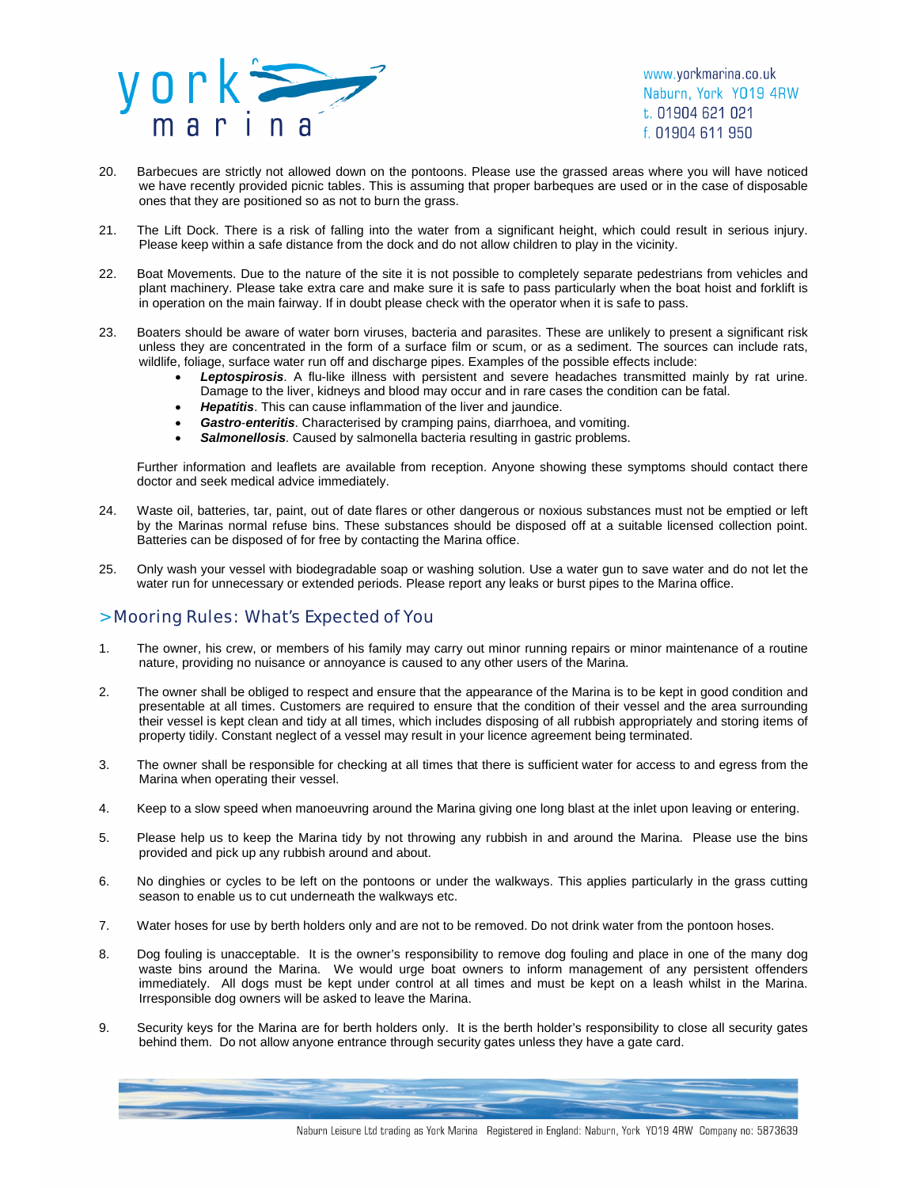20. Barbecues are strictly not allowed down on the pontoons. Please use the grassed areas where you will have noticed we have recently provided picnic tables. This is assuming that proper barbeques are used or in the case of disposable ones that they are positioned so as not to burn the grass.

21. The Lift Dock. There is a risk of falling into the water from a significant height, which could result in serious injury. Please keep within a safe distance from the dock and do not allow children to play in the vicinity.

22. Boat Movements. Due to the nature of the site it is not possible to completely separate pedestrians from vehicles and plant machinery. Please take extra care and make sure it is safe to pass particularly when the boat hoist and forklift is in operation on the main fairway. If in doubt please check with the operator when it is safe to pass.

23. Boaters should be aware of water born viruses, bacteria and parasites. These are unlikely to present a significant risk unless they are concentrated in the form of a surface film or scum, or as a sediment. The sources can include rats, wildlife, foliage, surface water run off and discharge pipes. Examples of the possible effects include:
    - ***Leptospirosis***. A flu-like illness with persistent and severe headaches transmitted mainly by rat urine. Damage to the liver, kidneys and blood may occur and in rare cases the condition can be fatal.
    - ***Hepatitis***. This can cause inflammation of the liver and jaundice.
    - ***Gastro-enteritis***. Characterised by cramping pains, diarrhoea, and vomiting.
    - ***Salmonellosis***. Caused by salmonella bacteria resulting in gastric problems.

    Further information and leaflets are available from reception. Anyone showing these symptoms should contact there doctor and seek medical advice immediately.

24. Waste oil, batteries, tar, paint, out of date flares or other dangerous or noxious substances must not be emptied or left by the Marinas normal refuse bins. These substances should be disposed off at a suitable licensed collection point. Batteries can be disposed of for free by contacting the Marina office.

25. Only wash your vessel with biodegradable soap or washing solution. Use a water gun to save water and do not let the water run for unnecessary or extended periods. Please report any leaks or burst pipes to the Marina office.

## >Mooring Rules: What's Expected of You

1. The owner, his crew, or members of his family may carry out minor running repairs or minor maintenance of a routine nature, providing no nuisance or annoyance is caused to any other users of the Marina.

2. The owner shall be obliged to respect and ensure that the appearance of the Marina is to be kept in good condition and presentable at all times. Customers are required to ensure that the condition of their vessel and the area surrounding their vessel is kept clean and tidy at all times, which includes disposing of all rubbish appropriately and storing items of property tidily. Constant neglect of a vessel may result in your licence agreement being terminated.

3. The owner shall be responsible for checking at all times that there is sufficient water for access to and egress from the Marina when operating their vessel.

4. Keep to a slow speed when manoeuvring around the Marina giving one long blast at the inlet upon leaving or entering.

5. Please help us to keep the Marina tidy by not throwing any rubbish in and around the Marina. Please use the bins provided and pick up any rubbish around and about.

6. No dinghies or cycles to be left on the pontoons or under the walkways. This applies particularly in the grass cutting season to enable us to cut underneath the walkways etc.

7. Water hoses for use by berth holders only and are not to be removed. Do not drink water from the pontoon hoses.

8. Dog fouling is unacceptable. It is the owner's responsibility to remove dog fouling and place in one of the many dog waste bins around the Marina. We would urge boat owners to inform management of any persistent offenders immediately. All dogs must be kept under control at all times and must be kept on a leash whilst in the Marina. Irresponsible dog owners will be asked to leave the Marina.

9. Security keys for the Marina are for berth holders only. It is the berth holder's responsibility to close all security gates behind them. Do not allow anyone entrance through security gates unless they have a gate card.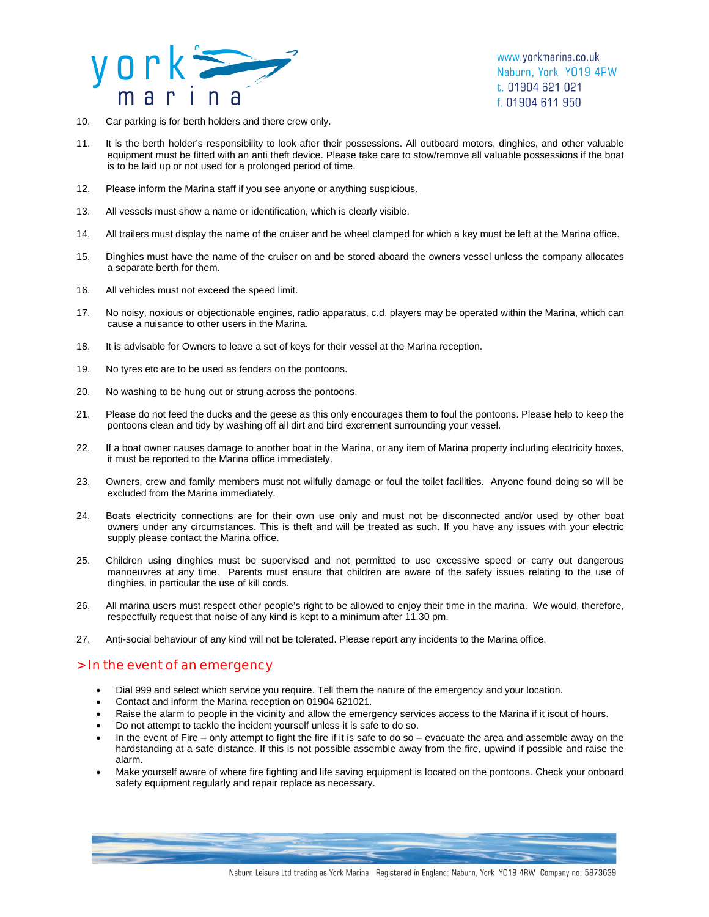10. Car parking is for berth holders and there crew only.

11. It is the berth holder's responsibility to look after their possessions. All outboard motors, dinghies, and other valuable equipment must be fitted with an anti theft device. Please take care to stow/remove all valuable possessions if the boat is to be laid up or not used for a prolonged period of time.

12. Please inform the Marina staff if you see anyone or anything suspicious.

13. All vessels must show a name or identification, which is clearly visible.

14. All trailers must display the name of the cruiser and be wheel clamped for which a key must be left at the Marina office.

15. Dinghies must have the name of the cruiser on and be stored aboard the owners vessel unless the company allocates a separate berth for them.

16. All vehicles must not exceed the speed limit.

17. No noisy, noxious or objectionable engines, radio apparatus, c.d. players may be operated within the Marina, which can cause a nuisance to other users in the Marina.

18. It is advisable for Owners to leave a set of keys for their vessel at the Marina reception.

19. No tyres etc are to be used as fenders on the pontoons.

20. No washing to be hung out or strung across the pontoons.

21. Please do not feed the ducks and the geese as this only encourages them to foul the pontoons. Please help to keep the pontoons clean and tidy by washing off all dirt and bird excrement surrounding your vessel.

22. If a boat owner causes damage to another boat in the Marina, or any item of Marina property including electricity boxes, it must be reported to the Marina office immediately.

23. Owners, crew and family members must not wilfully damage or foul the toilet facilities. Anyone found doing so will be excluded from the Marina immediately.

24. Boats electricity connections are for their own use only and must not be disconnected and/or used by other boat owners under any circumstances. This is theft and will be treated as such. If you have any issues with your electric supply please contact the Marina office.

25. Children using dinghies must be supervised and not permitted to use excessive speed or carry out dangerous manoeuvres at any time. Parents must ensure that children are aware of the safety issues relating to the use of dinghies, in particular the use of kill cords.

26. All marina users must respect other people's right to be allowed to enjoy their time in the marina. We would, therefore, respectfully request that noise of any kind is kept to a minimum after 11.30 pm.

27. Anti-social behaviour of any kind will not be tolerated. Please report any incidents to the Marina office.

## >In the event of an emergency

- Dial 999 and select which service you require. Tell them the nature of the emergency and your location.
- Contact and inform the Marina reception on 01904 621021.
- Raise the alarm to people in the vicinity and allow the emergency services access to the Marina if it isout of hours.
- Do not attempt to tackle the incident yourself unless it is safe to do so.
- In the event of Fire – only attempt to fight the fire if it is safe to do so – evacuate the area and assemble away on the hardstanding at a safe distance. If this is not possible assemble away from the fire, upwind if possible and raise the alarm.
- Make yourself aware of where fire fighting and life saving equipment is located on the pontoons. Check your onboard safety equipment regularly and repair replace as necessary.